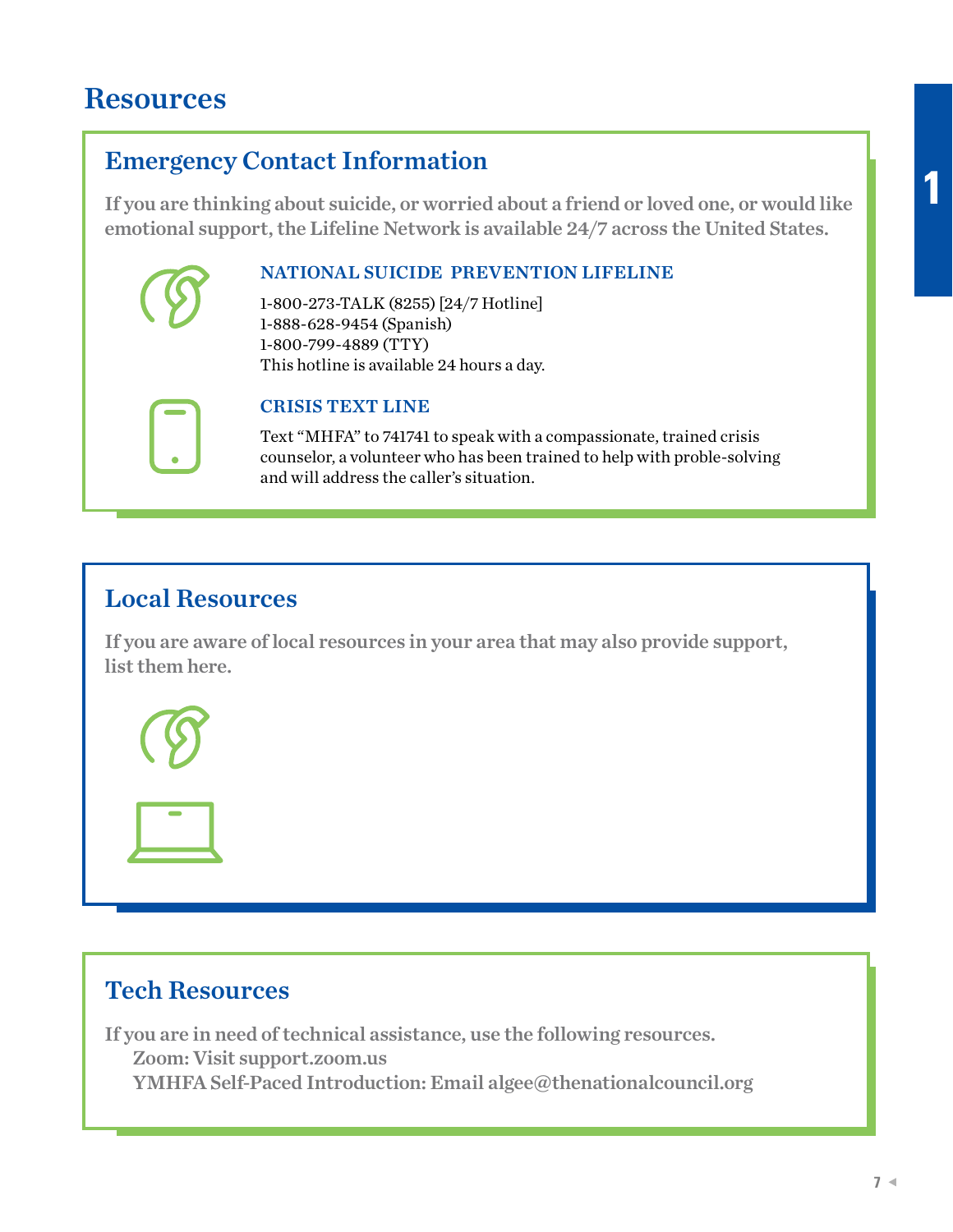# Resources

## Emergency Contact Information

**If you are thinking about suicide, or worried about a friend or loved one, or would like emotional support, the Lifeline Network is available 24/7 across the United States.**

### NATIONAL SUICIDE PREVENTION LIFELINE

1-800-273-TALK (8255) [24/7 Hotline]
1-888-628-9454 (Spanish)
1-800-799-4889 (TTY)
This hotline is available 24 hours a day.

### CRISIS TEXT LINE

Text "MHFA" to 741741 to speak with a compassionate, trained crisis counselor, a volunteer who has been trained to help with proble-solving and will address the caller's situation.

## Local Resources

**If you are aware of local resources in your area that may also provide support, list them here.**

## Tech Resources

**If you are in need of technical assistance, use the following resources.**

**Zoom: Visit support.zoom.us**

**YMHFA Self-Paced Introduction: Email algee@thenationalcouncil.org**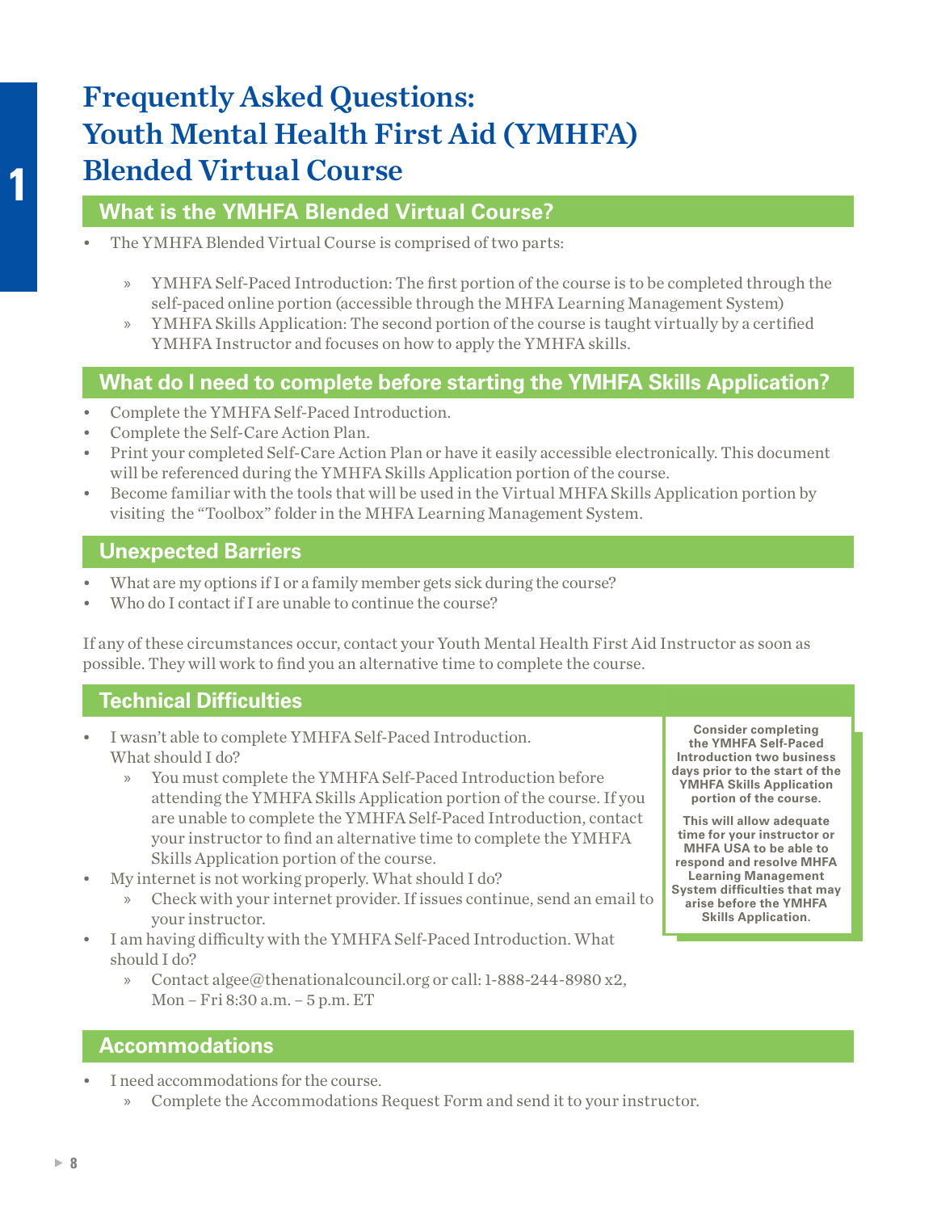# Frequently Asked Questions: Youth Mental Health First Aid (YMHFA) Blended Virtual Course

## What is the YMHFA Blended Virtual Course?

- The YMHFA Blended Virtual Course is comprised of two parts:
  - YMHFA Self-Paced Introduction: The first portion of the course is to be completed through the self-paced online portion (accessible through the MHFA Learning Management System)
  - YMHFA Skills Application: The second portion of the course is taught virtually by a certified YMHFA Instructor and focuses on how to apply the YMHFA skills.

## What do I need to complete before starting the YMHFA Skills Application?

- Complete the YMHFA Self-Paced Introduction.
- Complete the Self-Care Action Plan.
- Print your completed Self-Care Action Plan or have it easily accessible electronically. This document will be referenced during the YMHFA Skills Application portion of the course.
- Become familiar with the tools that will be used in the Virtual MHFA Skills Application portion by visiting the "Toolbox" folder in the MHFA Learning Management System.

## Unexpected Barriers

- What are my options if I or a family member gets sick during the course?
- Who do I contact if I are unable to continue the course?

If any of these circumstances occur, contact your Youth Mental Health First Aid Instructor as soon as possible. They will work to find you an alternative time to complete the course.

## Technical Difficulties

- I wasn't able to complete YMHFA Self-Paced Introduction. What should I do?
  - You must complete the YMHFA Self-Paced Introduction before attending the YMHFA Skills Application portion of the course. If you are unable to complete the YMHFA Self-Paced Introduction, contact your instructor to find an alternative time to complete the YMHFA Skills Application portion of the course.
- My internet is not working properly. What should I do?
  - Check with your internet provider. If issues continue, send an email to your instructor.
- I am having difficulty with the YMHFA Self-Paced Introduction. What should I do?
  - Contact algee@thenationalcouncil.org or call: 1-888-244-8980 x2, Mon – Fri 8:30 a.m. – 5 p.m. ET

**Consider completing the YMHFA Self-Paced Introduction two business days prior to the start of the YMHFA Skills Application portion of the course.**

**This will allow adequate time for your instructor or MHFA USA to be able to respond and resolve MHFA Learning Management System difficulties that may arise before the YMHFA Skills Application.**

## Accommodations

- I need accommodations for the course.
  - Complete the Accommodations Request Form and send it to your instructor.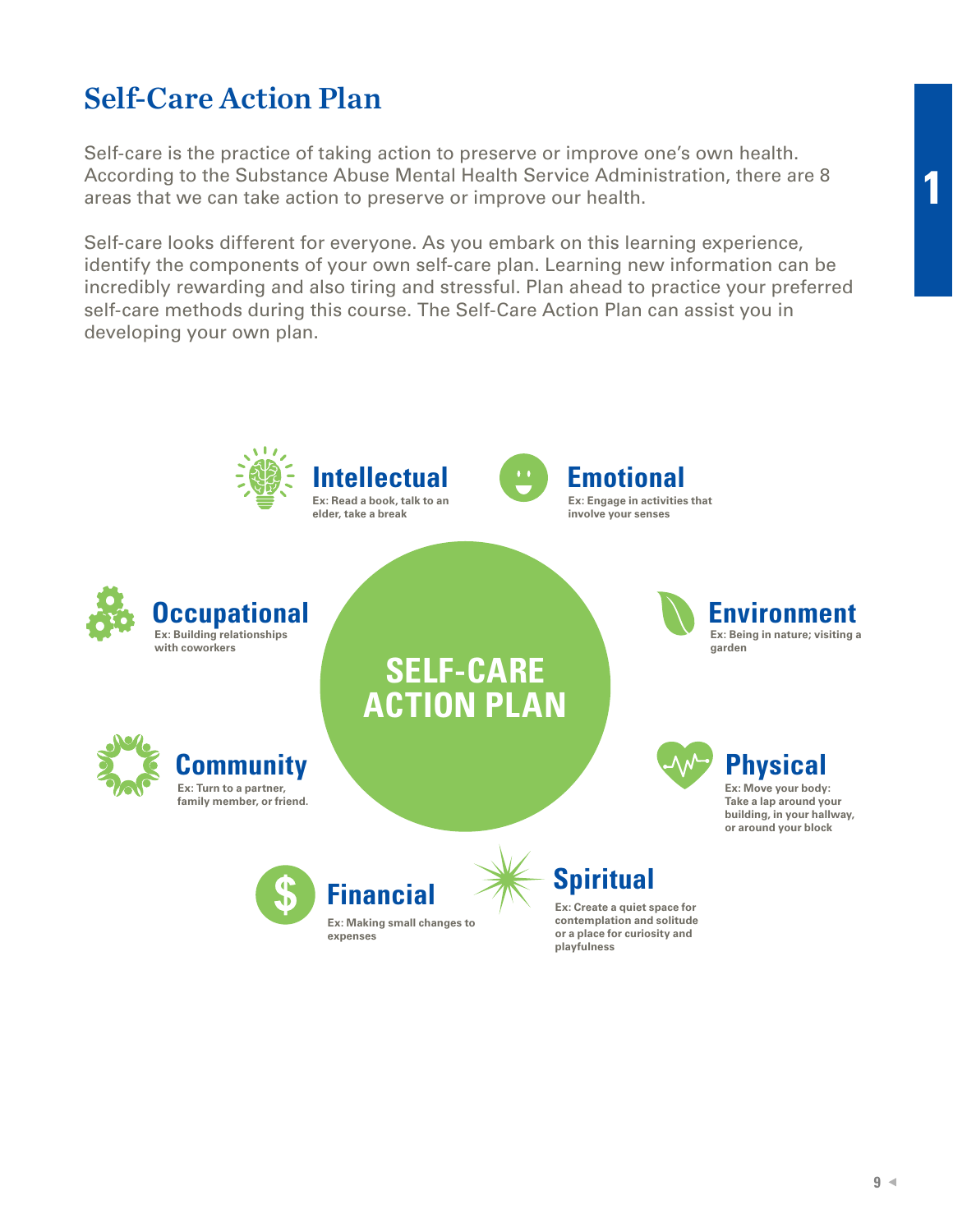# Self-Care Action Plan

Self-care is the practice of taking action to preserve or improve one's own health. According to the Substance Abuse Mental Health Service Administration, there are 8 areas that we can take action to preserve or improve our health.

Self-care looks different for everyone. As you embark on this learning experience, identify the components of your own self-care plan. Learning new information can be incredibly rewarding and also tiring and stressful. Plan ahead to practice your preferred self-care methods during this course. The Self-Care Action Plan can assist you in developing your own plan.

SELF-CARE ACTION PLAN

**Intellectual**
Ex: Read a book, talk to an elder, take a break

**Emotional**
Ex: Engage in activities that involve your senses

**Occupational**
Ex: Building relationships with coworkers

**Environment**
Ex: Being in nature; visiting a garden

**Community**
Ex: Turn to a partner, family member, or friend.

**Physical**
Ex: Move your body: Take a lap around your building, in your hallway, or around your block

**Financial**
Ex: Making small changes to expenses

**Spiritual**
Ex: Create a quiet space for contemplation and solitude or a place for curiosity and playfulness